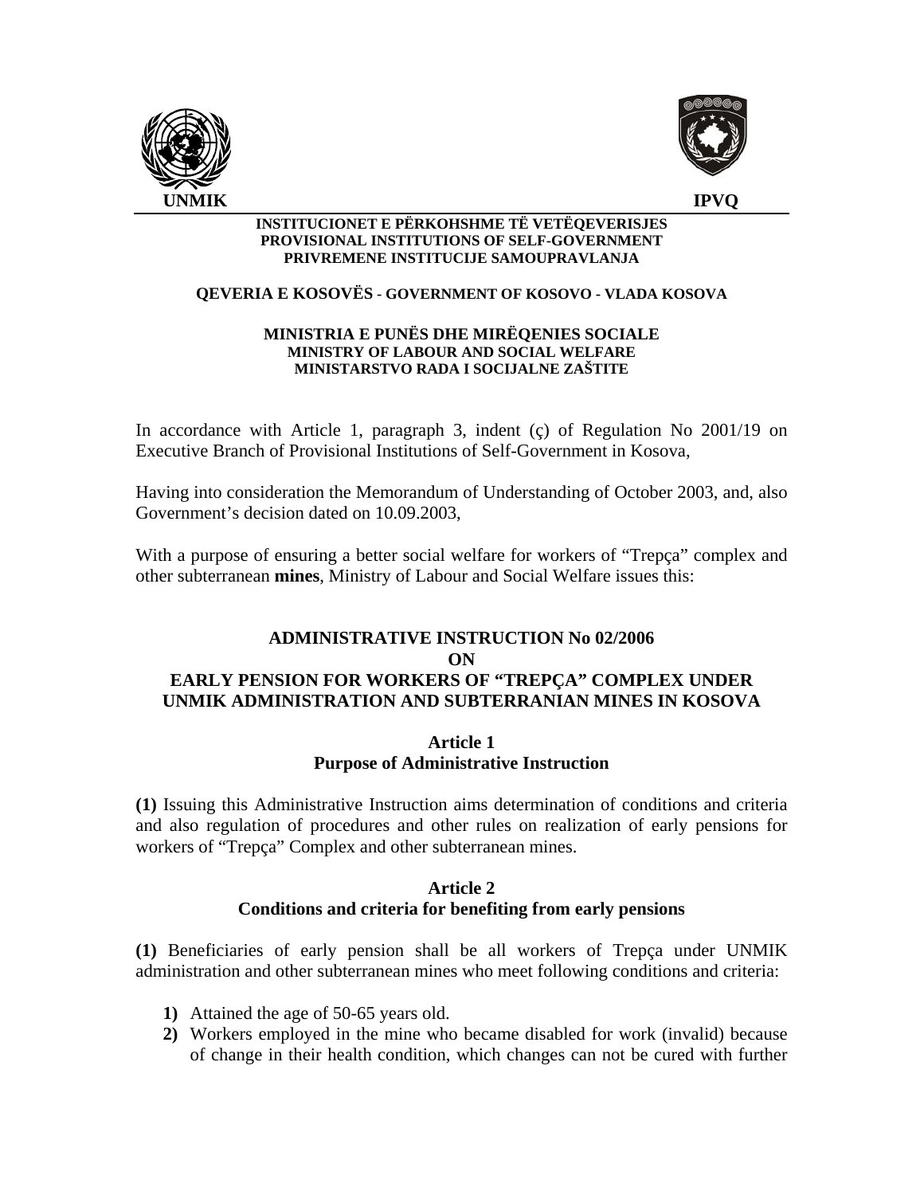**UNMIK** **IPVQ**

**INSTITUCIONET E PËRKOHSHME TË VETËQEVERISJES**
**PROVISIONAL INSTITUTIONS OF SELF-GOVERNMENT**
**PRIVREMENE INSTITUCIJE SAMOUPRAVLANJA**

**QEVERIA E KOSOVËS - GOVERNMENT OF KOSOVO - VLADA KOSOVA**

**MINISTRIA E PUNËS DHE MIRËQENIES SOCIALE**
**MINISTRY OF LABOUR AND SOCIAL WELFARE**
**MINISTARSTVO RADA I SOCIJALNE ZAŠTITE**

In accordance with Article 1, paragraph 3, indent (ç) of Regulation No 2001/19 on Executive Branch of Provisional Institutions of Self-Government in Kosova,

Having into consideration the Memorandum of Understanding of October 2003, and, also Government's decision dated on 10.09.2003,

With a purpose of ensuring a better social welfare for workers of "Trepça" complex and other subterranean **mines**, Ministry of Labour and Social Welfare issues this:

# ADMINISTRATIVE INSTRUCTION No 02/2006 ON EARLY PENSION FOR WORKERS OF "TREPÇA" COMPLEX UNDER UNMIK ADMINISTRATION AND SUBTERRANIAN MINES IN KOSOVA

## Article 1
## Purpose of Administrative Instruction

**(1)** Issuing this Administrative Instruction aims determination of conditions and criteria and also regulation of procedures and other rules on realization of early pensions for workers of "Trepça" Complex and other subterranean mines.

## Article 2
## Conditions and criteria for benefiting from early pensions

**(1)** Beneficiaries of early pension shall be all workers of Trepça under UNMIK administration and other subterranean mines who meet following conditions and criteria:

1) Attained the age of 50-65 years old.
2) Workers employed in the mine who became disabled for work (invalid) because of change in their health condition, which changes can not be cured with further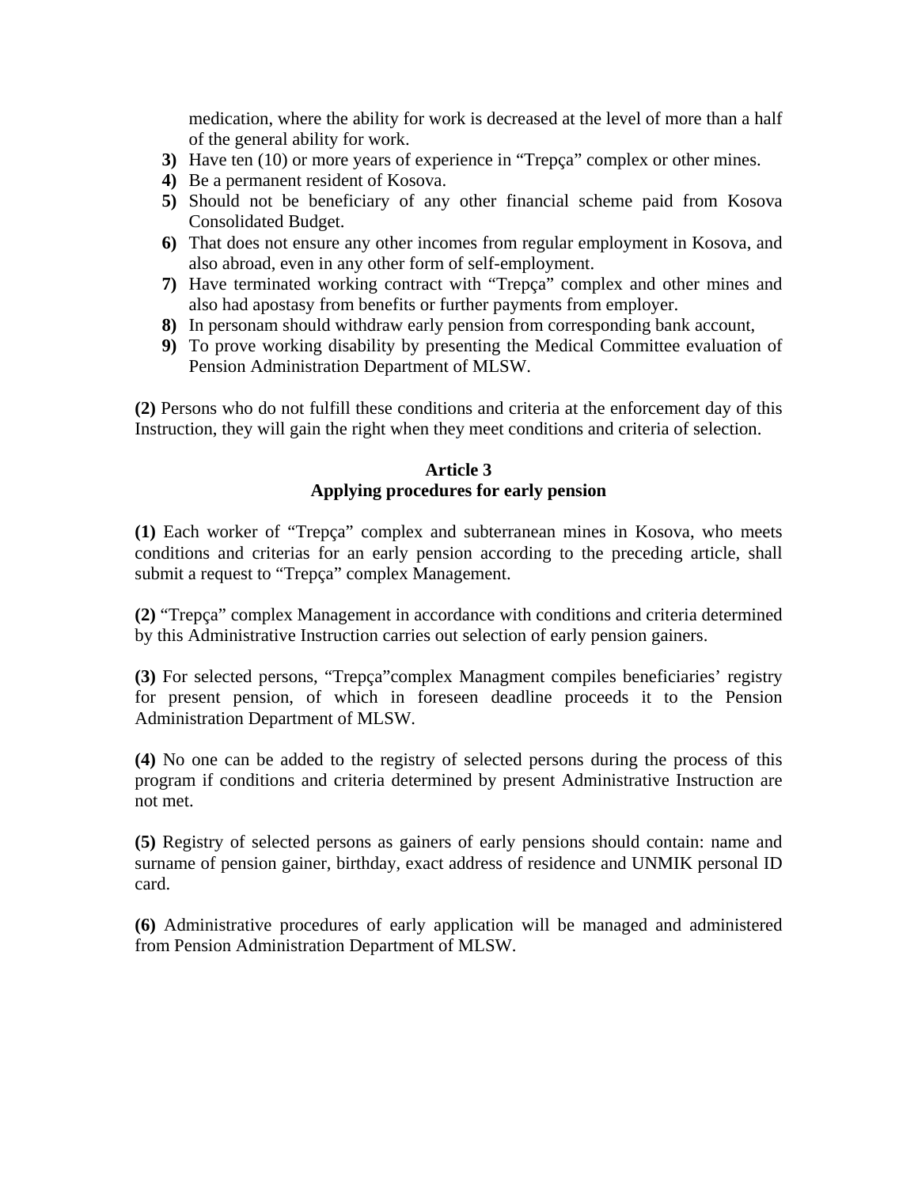medication, where the ability for work is decreased at the level of more than a half of the general ability for work.

3) Have ten (10) or more years of experience in "Trepça" complex or other mines.
4) Be a permanent resident of Kosova.
5) Should not be beneficiary of any other financial scheme paid from Kosova Consolidated Budget.
6) That does not ensure any other incomes from regular employment in Kosova, and also abroad, even in any other form of self-employment.
7) Have terminated working contract with "Trepça" complex and other mines and also had apostasy from benefits or further payments from employer.
8) In personam should withdraw early pension from corresponding bank account,
9) To prove working disability by presenting the Medical Committee evaluation of Pension Administration Department of MLSW.

**(2)** Persons who do not fulfill these conditions and criteria at the enforcement day of this Instruction, they will gain the right when they meet conditions and criteria of selection.

### Article 3
### Applying procedures for early pension

**(1)** Each worker of "Trepça" complex and subterranean mines in Kosova, who meets conditions and criterias for an early pension according to the preceding article, shall submit a request to "Trepça" complex Management.

**(2)** "Trepça" complex Management in accordance with conditions and criteria determined by this Administrative Instruction carries out selection of early pension gainers.

**(3)** For selected persons, "Trepça"complex Managment compiles beneficiaries' registry for present pension, of which in foreseen deadline proceeds it to the Pension Administration Department of MLSW.

**(4)** No one can be added to the registry of selected persons during the process of this program if conditions and criteria determined by present Administrative Instruction are not met.

**(5)** Registry of selected persons as gainers of early pensions should contain: name and surname of pension gainer, birthday, exact address of residence and UNMIK personal ID card.

**(6)** Administrative procedures of early application will be managed and administered from Pension Administration Department of MLSW.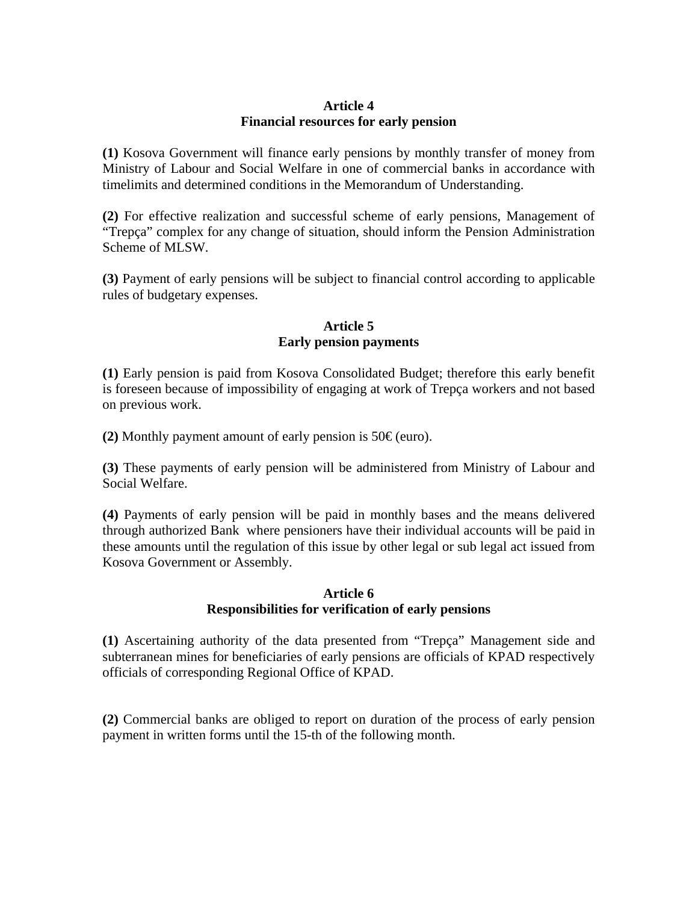**Article 4**
**Financial resources for early pension**

**(1)** Kosova Government will finance early pensions by monthly transfer of money from Ministry of Labour and Social Welfare in one of commercial banks in accordance with timelimits and determined conditions in the Memorandum of Understanding.

**(2)** For effective realization and successful scheme of early pensions, Management of “Trepça” complex for any change of situation, should inform the Pension Administration Scheme of MLSW.

**(3)** Payment of early pensions will be subject to financial control according to applicable rules of budgetary expenses.

**Article 5**
**Early pension payments**

**(1)** Early pension is paid from Kosova Consolidated Budget; therefore this early benefit is foreseen because of impossibility of engaging at work of Trepça workers and not based on previous work.

**(2)** Monthly payment amount of early pension is 50€ (euro).

**(3)** These payments of early pension will be administered from Ministry of Labour and Social Welfare.

**(4)** Payments of early pension will be paid in monthly bases and the means delivered through authorized Bank where pensioners have their individual accounts will be paid in these amounts until the regulation of this issue by other legal or sub legal act issued from Kosova Government or Assembly.

**Article 6**
**Responsibilities for verification of early pensions**

**(1)** Ascertaining authority of the data presented from “Trepça” Management side and subterranean mines for beneficiaries of early pensions are officials of KPAD respectively officials of corresponding Regional Office of KPAD.

**(2)** Commercial banks are obliged to report on duration of the process of early pension payment in written forms until the 15-th of the following month.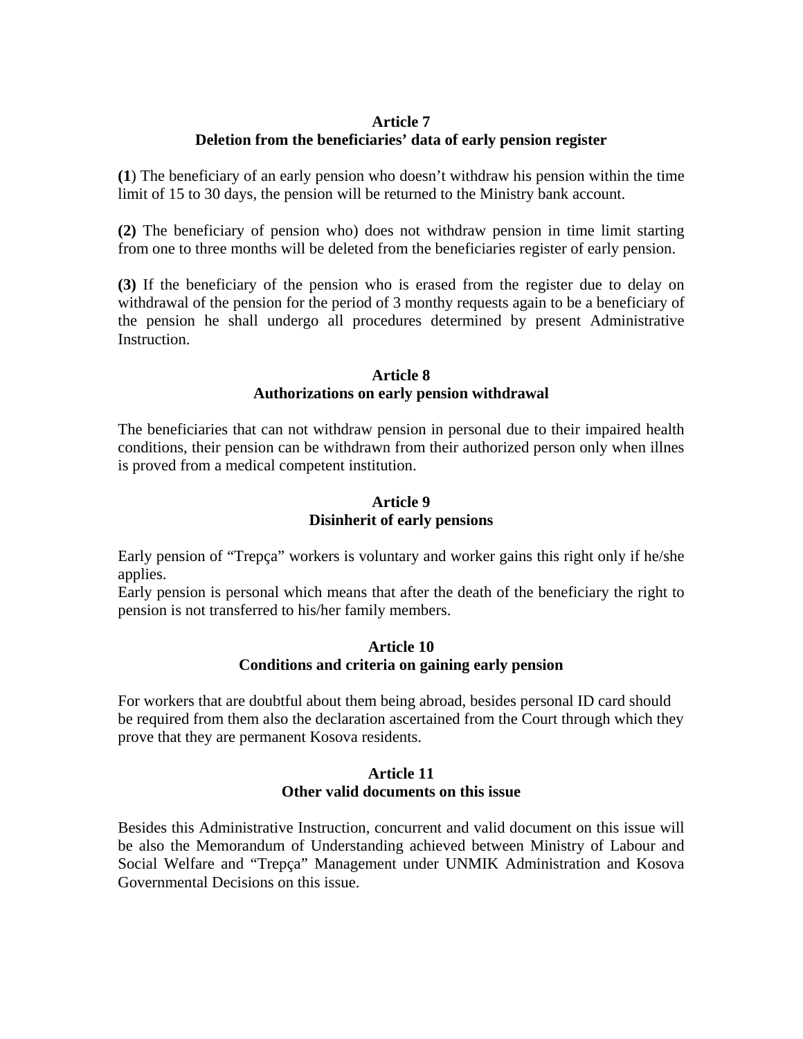**Article 7**
**Deletion from the beneficiaries' data of early pension register**

**(1**) The beneficiary of an early pension who doesn't withdraw his pension within the time limit of 15 to 30 days, the pension will be returned to the Ministry bank account.

**(2)** The beneficiary of pension who) does not withdraw pension in time limit starting from one to three months will be deleted from the beneficiaries register of early pension.

**(3)** If the beneficiary of the pension who is erased from the register due to delay on withdrawal of the pension for the period of 3 monthy requests again to be a beneficiary of the pension he shall undergo all procedures determined by present Administrative Instruction.

**Article 8**
**Authorizations on early pension withdrawal**

The beneficiaries that can not withdraw pension in personal due to their impaired health conditions, their pension can be withdrawn from their authorized person only when illnes is proved from a medical competent institution.

**Article 9**
**Disinherit of early pensions**

Early pension of "Trepça" workers is voluntary and worker gains this right only if he/she applies.
Early pension is personal which means that after the death of the beneficiary the right to pension is not transferred to his/her family members.

**Article 10**
**Conditions and criteria on gaining early pension**

For workers that are doubtful about them being abroad, besides personal ID card should be required from them also the declaration ascertained from the Court through which they prove that they are permanent Kosova residents.

**Article 11**
**Other valid documents on this issue**

Besides this Administrative Instruction, concurrent and valid document on this issue will be also the Memorandum of Understanding achieved between Ministry of Labour and Social Welfare and "Trepça" Management under UNMIK Administration and Kosova Governmental Decisions on this issue.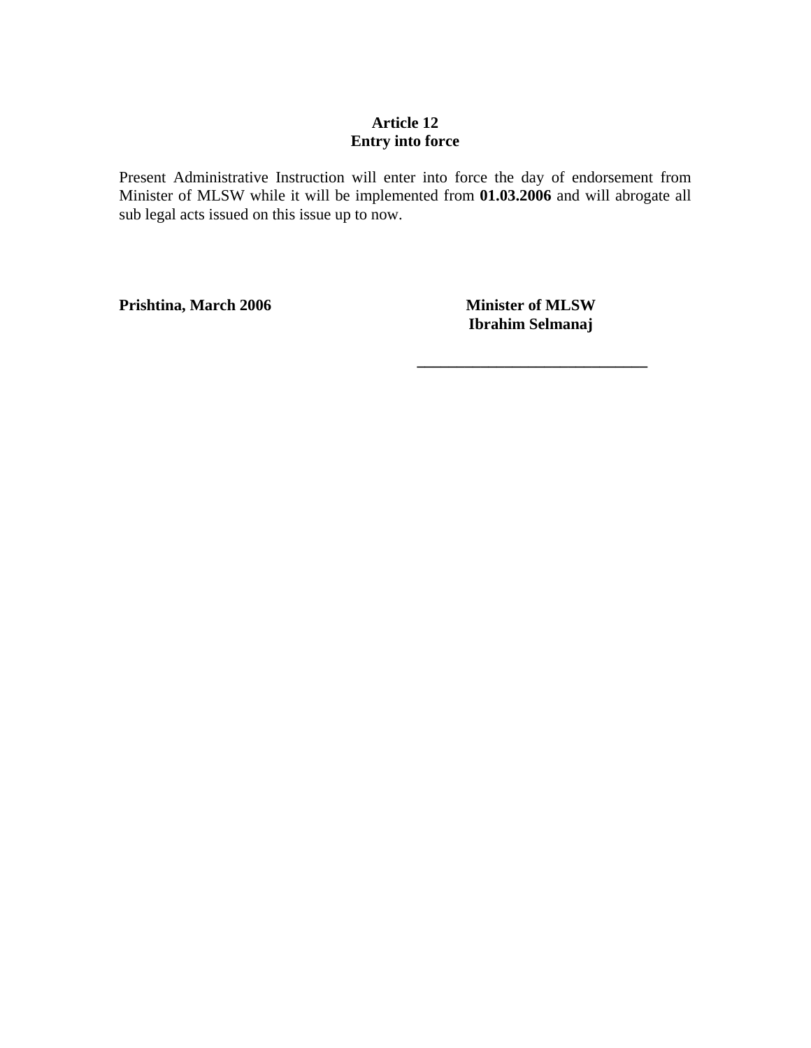**Article 12**
**Entry into force**

Present Administrative Instruction will enter into force the day of endorsement from Minister of MLSW while it will be implemented from **01.03.2006** and will abrogate all sub legal acts issued on this issue up to now.

**Prishtina, March 2006**

**Minister of MLSW**
**Ibrahim Selmanaj**

______________________________